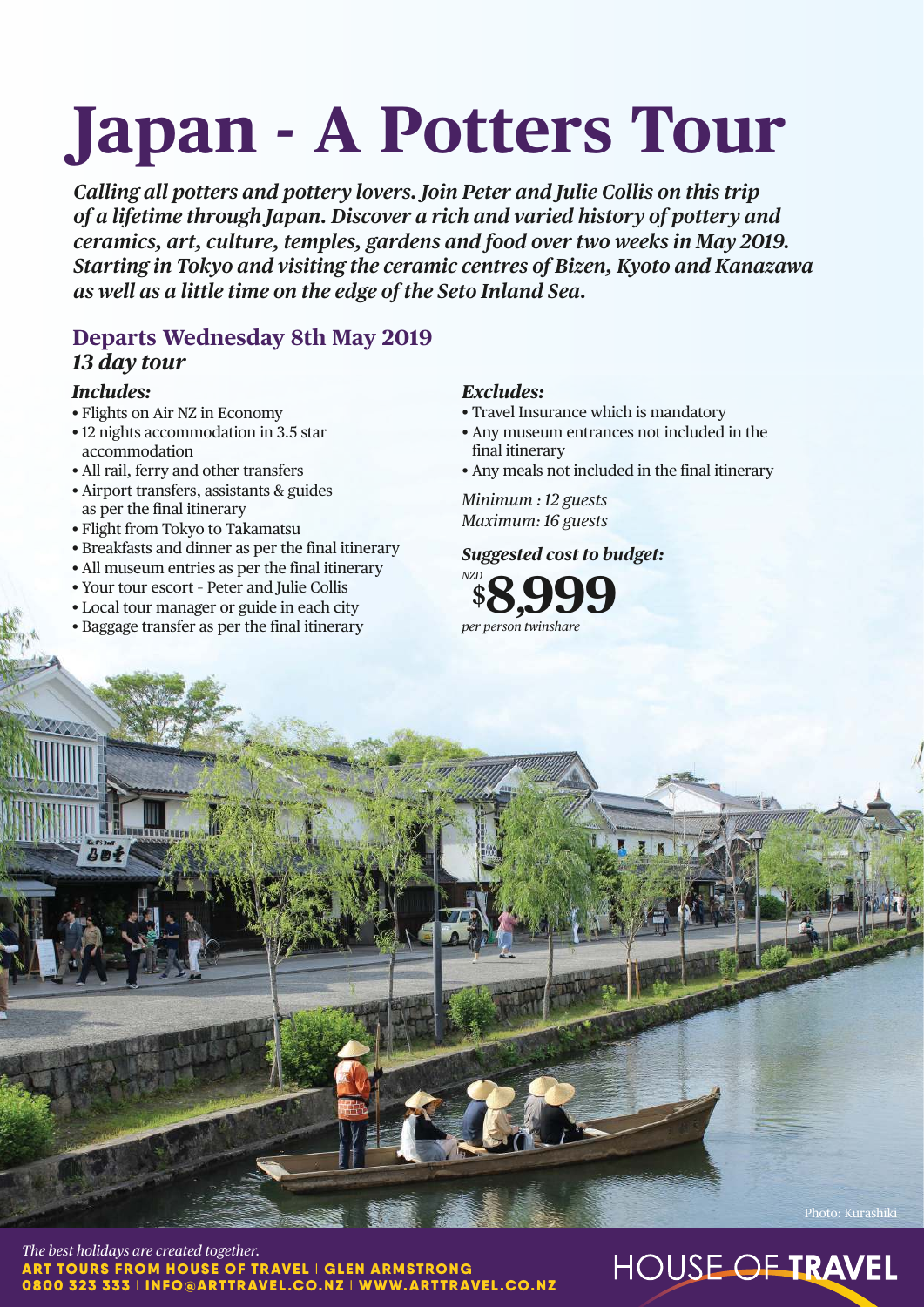# Japan - A Potters Tour

*Calling all potters and pottery lovers. Join Peter and Julie Collis on this trip of a lifetime through Japan. Discover a rich and varied history of pottery and ceramics, art, culture, temples, gardens and food over two weeks in May 2019. Starting in Tokyo and visiting the ceramic centres of Bizen, Kyoto and Kanazawa as well as a little time on the edge of the Seto Inland Sea.*

## Departs Wednesday 8th May 2019

### *13 day tour*

***Includes:***

- Flights on Air NZ in Economy
- 12 nights accommodation in 3.5 star accommodation
- All rail, ferry and other transfers
- Airport transfers, assistants & guides as per the final itinerary
- Flight from Tokyo to Takamatsu
- Breakfasts and dinner as per the final itinerary
- All museum entries as per the final itinerary
- Your tour escort - Peter and Julie Collis
- Local tour manager or guide in each city
- Baggage transfer as per the final itinerary

***Excludes:***

- Travel Insurance which is mandatory
- Any museum entrances not included in the final itinerary
- Any meals not included in the final itinerary

*Minimum : 12 guests*
*Maximum: 16 guests*

***Suggested cost to budget:***

*NZD* **$8,999**
*per person twinshare*

Photo: Kurashiki

*The best holidays are created together.*
**ART TOURS FROM HOUSE OF TRAVEL | GLEN ARMSTRONG**
**0800 323 333 | INFO@ARTTRAVEL.CO.NZ | WWW.ARTTRAVEL.CO.NZ**

HOUSE OF **TRAVEL**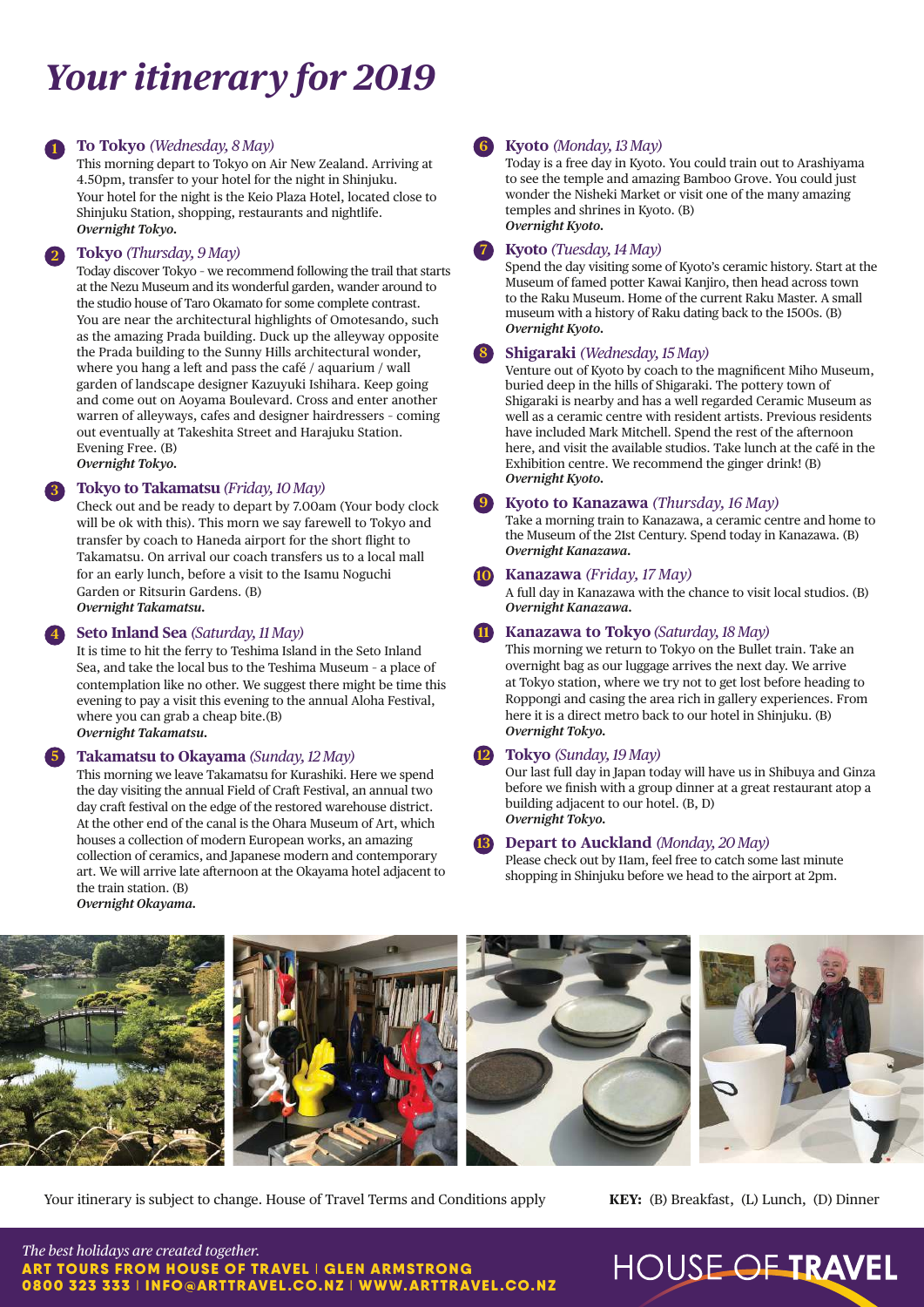# Your itinerary for 2019

**1 To Tokyo** *(Wednesday, 8 May)*
This morning depart to Tokyo on Air New Zealand. Arriving at 4.50pm, transfer to your hotel for the night in Shinjuku. Your hotel for the night is the Keio Plaza Hotel, located close to Shinjuku Station, shopping, restaurants and nightlife.
***Overnight Tokyo.***

**2 Tokyo** *(Thursday, 9 May)*
Today discover Tokyo - we recommend following the trail that starts at the Nezu Museum and its wonderful garden, wander around to the studio house of Taro Okamato for some complete contrast. You are near the architectural highlights of Omotesando, such as the amazing Prada building. Duck up the alleyway opposite the Prada building to the Sunny Hills architectural wonder, where you hang a left and pass the café / aquarium / wall garden of landscape designer Kazuyuki Ishihara. Keep going and come out on Aoyama Boulevard. Cross and enter another warren of alleyways, cafes and designer hairdressers - coming out eventually at Takeshita Street and Harajuku Station. Evening Free. (B)
***Overnight Tokyo.***

**3 Tokyo to Takamatsu** *(Friday, 10 May)*
Check out and be ready to depart by 7.00am (Your body clock will be ok with this). This morn we say farewell to Tokyo and transfer by coach to Haneda airport for the short flight to Takamatsu. On arrival our coach transfers us to a local mall for an early lunch, before a visit to the Isamu Noguchi Garden or Ritsurin Gardens. (B)
***Overnight Takamatsu.***

**4 Seto Inland Sea** *(Saturday, 11 May)*
It is time to hit the ferry to Teshima Island in the Seto Inland Sea, and take the local bus to the Teshima Museum - a place of contemplation like no other. We suggest there might be time this evening to pay a visit this evening to the annual Aloha Festival, where you can grab a cheap bite.(B)
***Overnight Takamatsu.***

**5 Takamatsu to Okayama** *(Sunday, 12 May)*
This morning we leave Takamatsu for Kurashiki. Here we spend the day visiting the annual Field of Craft Festival, an annual two day craft festival on the edge of the restored warehouse district. At the other end of the canal is the Ohara Museum of Art, which houses a collection of modern European works, an amazing collection of ceramics, and Japanese modern and contemporary art. We will arrive late afternoon at the Okayama hotel adjacent to the train station. (B)
***Overnight Okayama.***

**6 Kyoto** *(Monday, 13 May)*
Today is a free day in Kyoto. You could train out to Arashiyama to see the temple and amazing Bamboo Grove. You could just wonder the Nisheki Market or visit one of the many amazing temples and shrines in Kyoto. (B)
***Overnight Kyoto.***

**7 Kyoto** *(Tuesday, 14 May)*
Spend the day visiting some of Kyoto's ceramic history. Start at the Museum of famed potter Kawai Kanjiro, then head across town to the Raku Museum. Home of the current Raku Master. A small museum with a history of Raku dating back to the 1500s. (B)
***Overnight Kyoto.***

**8 Shigaraki** *(Wednesday, 15 May)*
Venture out of Kyoto by coach to the magnificent Miho Museum, buried deep in the hills of Shigaraki. The pottery town of Shigaraki is nearby and has a well regarded Ceramic Museum as well as a ceramic centre with resident artists. Previous residents have included Mark Mitchell. Spend the rest of the afternoon here, and visit the available studios. Take lunch at the café in the Exhibition centre. We recommend the ginger drink! (B)
***Overnight Kyoto.***

**9 Kyoto to Kanazawa** *(Thursday, 16 May)*
Take a morning train to Kanazawa, a ceramic centre and home to the Museum of the 21st Century. Spend today in Kanazawa. (B)
***Overnight Kanazawa.***

**10 Kanazawa** *(Friday, 17 May)*
A full day in Kanazawa with the chance to visit local studios. (B)
***Overnight Kanazawa.***

**11 Kanazawa to Tokyo** *(Saturday, 18 May)*
This morning we return to Tokyo on the Bullet train. Take an overnight bag as our luggage arrives the next day. We arrive at Tokyo station, where we try not to get lost before heading to Roppongi and casing the area rich in gallery experiences. From here it is a direct metro back to our hotel in Shinjuku. (B)
***Overnight Tokyo.***

**12 Tokyo** *(Sunday, 19 May)*
Our last full day in Japan today will have us in Shibuya and Ginza before we finish with a group dinner at a great restaurant atop a building adjacent to our hotel. (B, D)
***Overnight Tokyo.***

**13 Depart to Auckland** *(Monday, 20 May)*
Please check out by 11am, feel free to catch some last minute shopping in Shinjuku before we head to the airport at 2pm.

Your itinerary is subject to change. House of Travel Terms and Conditions apply

**KEY:** (B) Breakfast, (L) Lunch, (D) Dinner

*The best holidays are created together.*
**ART TOURS FROM HOUSE OF TRAVEL | GLEN ARMSTRONG**
**0800 323 333 | INFO@ARTTRAVEL.CO.NZ | WWW.ARTTRAVEL.CO.NZ**

HOUSE OF **TRAVEL**